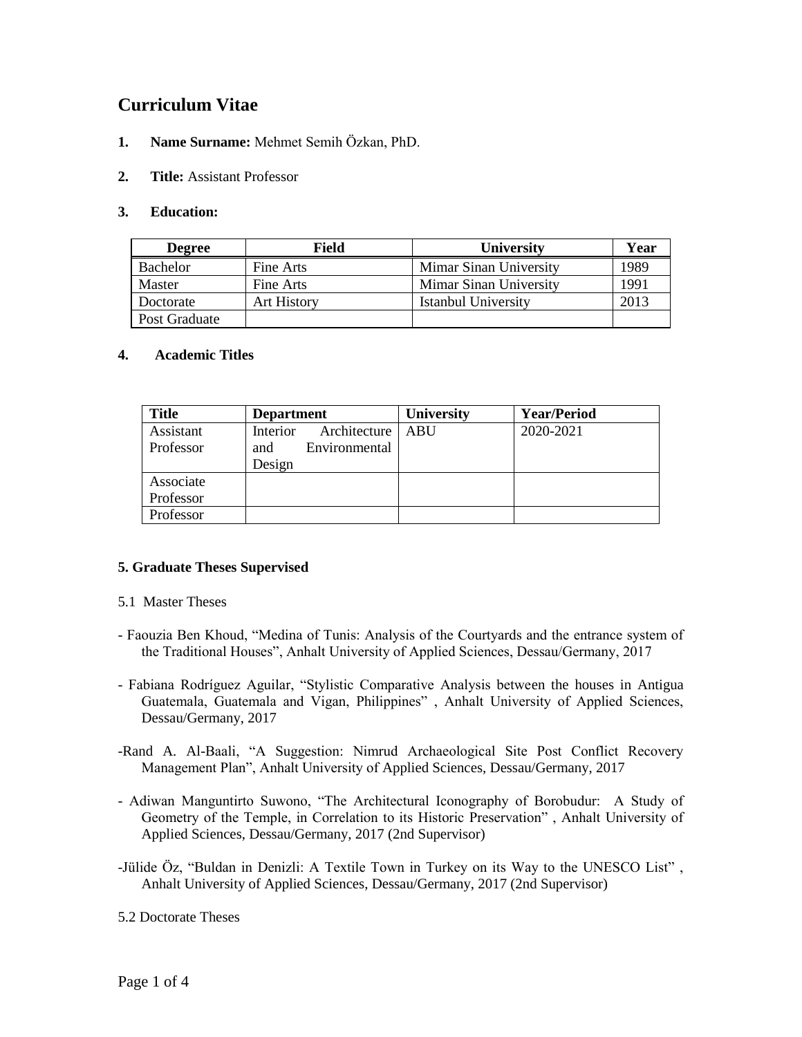# Curriculum Vitae

1. **Name Surname:** Mehmet Semih Özkan, PhD.

2. **Title:** Assistant Professor

3. **Education:**

| Degree | Field | University | Year |
|---|---|---|---|
| Bachelor | Fine Arts | Mimar Sinan University | 1989 |
| Master | Fine Arts | Mimar Sinan University | 1991 |
| Doctorate | Art History | Istanbul University | 2013 |
| Post Graduate | | | |

4. **Academic Titles**

| Title | Department | University | Year/Period |
|---|---|---|---|
| Assistant Professor | Interior Architecture and Environmental Design | ABU | 2020-2021 |
| Associate Professor | | | |
| Professor | | | |

**5. Graduate Theses Supervised**

5.1 Master Theses

- Faouzia Ben Khoud, "Medina of Tunis: Analysis of the Courtyards and the entrance system of the Traditional Houses", Anhalt University of Applied Sciences, Dessau/Germany, 2017

- Fabiana Rodríguez Aguilar, "Stylistic Comparative Analysis between the houses in Antigua Guatemala, Guatemala and Vigan, Philippines" , Anhalt University of Applied Sciences, Dessau/Germany, 2017

- Rand A. Al-Baali, "A Suggestion: Nimrud Archaeological Site Post Conflict Recovery Management Plan", Anhalt University of Applied Sciences, Dessau/Germany, 2017

- Adiwan Manguntirto Suwono, "The Architectural Iconography of Borobudur: A Study of Geometry of the Temple, in Correlation to its Historic Preservation" , Anhalt University of Applied Sciences, Dessau/Germany, 2017 (2nd Supervisor)

- Jülide Öz, "Buldan in Denizli: A Textile Town in Turkey on its Way to the UNESCO List" , Anhalt University of Applied Sciences, Dessau/Germany, 2017 (2nd Supervisor)

5.2 Doctorate Theses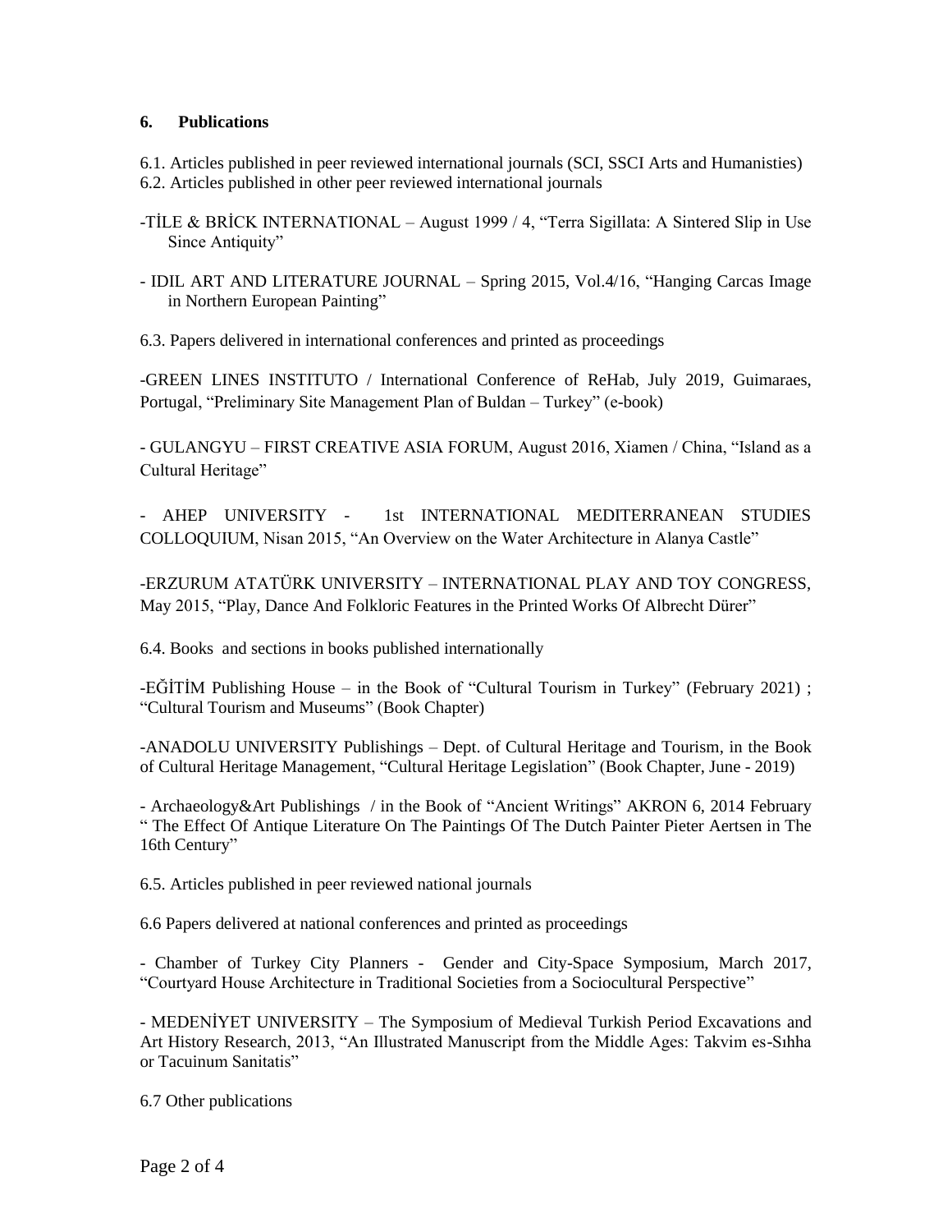### 6. Publications

6.1. Articles published in peer reviewed international journals (SCI, SSCI Arts and Humanisties)

6.2. Articles published in other peer reviewed international journals

-TİLE & BRİCK INTERNATIONAL – August 1999 / 4, "Terra Sigillata: A Sintered Slip in Use Since Antiquity"

- IDIL ART AND LITERATURE JOURNAL – Spring 2015, Vol.4/16, "Hanging Carcas Image in Northern European Painting"

6.3. Papers delivered in international conferences and printed as proceedings

-GREEN LINES INSTITUTO / International Conference of ReHab, July 2019, Guimaraes, Portugal, "Preliminary Site Management Plan of Buldan – Turkey" (e-book)

- GULANGYU – FIRST CREATIVE ASIA FORUM, August 2016, Xiamen / China, "Island as a Cultural Heritage"

- AHEP UNIVERSITY - 1st INTERNATIONAL MEDITERRANEAN STUDIES COLLOQUIUM, Nisan 2015, "An Overview on the Water Architecture in Alanya Castle"

-ERZURUM ATATÜRK UNIVERSITY – INTERNATIONAL PLAY AND TOY CONGRESS, May 2015, "Play, Dance And Folkloric Features in the Printed Works Of Albrecht Dürer"

6.4. Books and sections in books published internationally

-EĞİTİM Publishing House – in the Book of "Cultural Tourism in Turkey" (February 2021) ; "Cultural Tourism and Museums" (Book Chapter)

-ANADOLU UNIVERSITY Publishings – Dept. of Cultural Heritage and Tourism, in the Book of Cultural Heritage Management, "Cultural Heritage Legislation" (Book Chapter, June - 2019)

- Archaeology&Art Publishings / in the Book of "Ancient Writings" AKRON 6, 2014 February " The Effect Of Antique Literature On The Paintings Of The Dutch Painter Pieter Aertsen in The 16th Century"

6.5. Articles published in peer reviewed national journals

6.6 Papers delivered at national conferences and printed as proceedings

- Chamber of Turkey City Planners - Gender and City-Space Symposium, March 2017, "Courtyard House Architecture in Traditional Societies from a Sociocultural Perspective"

- MEDENİYET UNIVERSITY – The Symposium of Medieval Turkish Period Excavations and Art History Research, 2013, "An Illustrated Manuscript from the Middle Ages: Takvim es-Sıhha or Tacuinum Sanitatis"

6.7 Other publications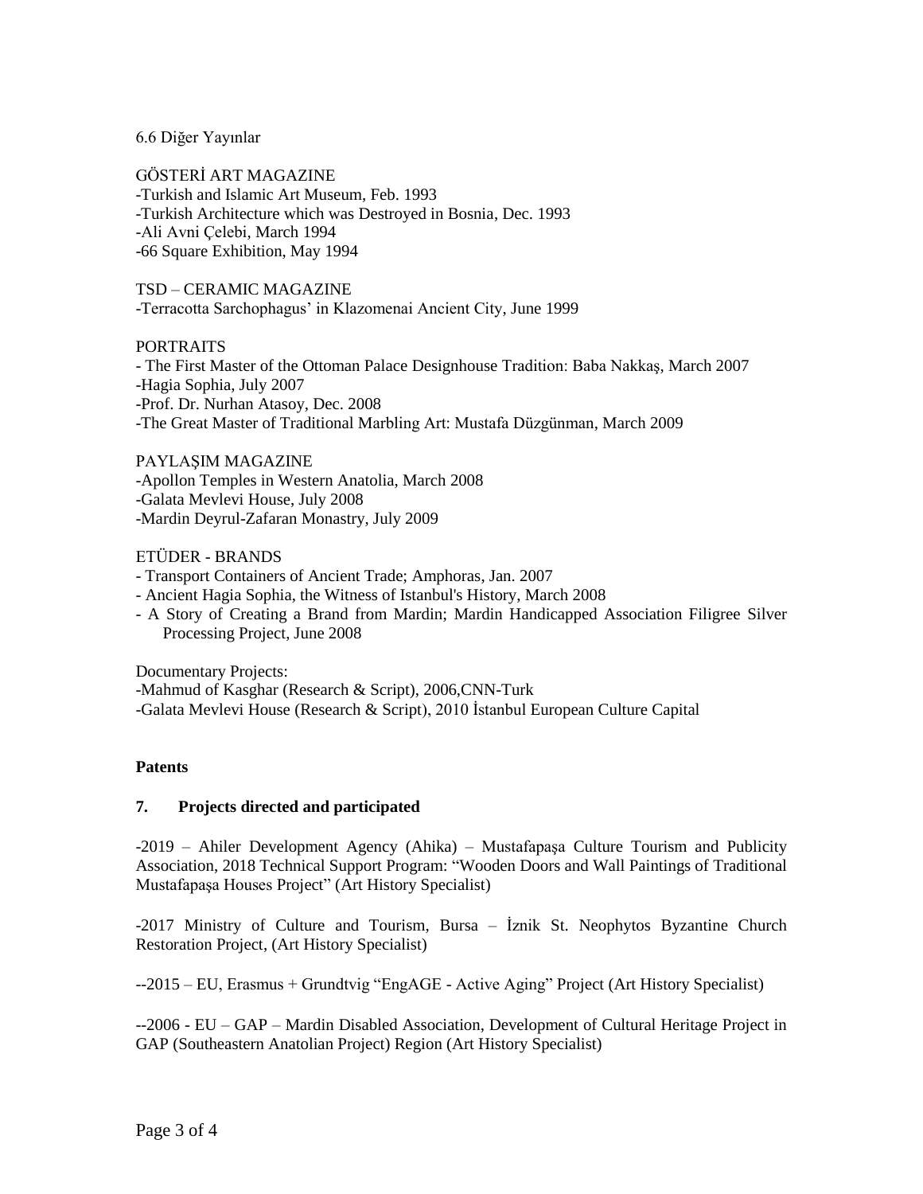6.6 Diğer Yayınlar

GÖSTERİ ART MAGAZINE
-Turkish and Islamic Art Museum, Feb. 1993
-Turkish Architecture which was Destroyed in Bosnia, Dec. 1993
-Ali Avni Çelebi, March 1994
-66 Square Exhibition, May 1994

TSD – CERAMIC MAGAZINE
-Terracotta Sarchophagus' in Klazomenai Ancient City, June 1999

PORTRAITS
- The First Master of the Ottoman Palace Designhouse Tradition: Baba Nakkaş, March 2007
-Hagia Sophia, July 2007
-Prof. Dr. Nurhan Atasoy, Dec. 2008
-The Great Master of Traditional Marbling Art: Mustafa Düzgünman, March 2009

PAYLAŞIM MAGAZINE
-Apollon Temples in Western Anatolia, March 2008
-Galata Mevlevi House, July 2008
-Mardin Deyrul-Zafaran Monastry, July 2009

ETÜDER - BRANDS
- Transport Containers of Ancient Trade; Amphoras, Jan. 2007
- Ancient Hagia Sophia, the Witness of Istanbul's History, March 2008
- A Story of Creating a Brand from Mardin; Mardin Handicapped Association Filigree Silver Processing Project, June 2008

Documentary Projects:
-Mahmud of Kasghar (Research & Script), 2006,CNN-Turk
-Galata Mevlevi House (Research & Script), 2010 İstanbul European Culture Capital

**Patents**

**7. Projects directed and participated**

-2019 – Ahiler Development Agency (Ahika) – Mustafapaşa Culture Tourism and Publicity Association, 2018 Technical Support Program: "Wooden Doors and Wall Paintings of Traditional Mustafapaşa Houses Project" (Art History Specialist)

-2017 Ministry of Culture and Tourism, Bursa – İznik St. Neophytos Byzantine Church Restoration Project, (Art History Specialist)

--2015 – EU, Erasmus + Grundtvig "EngAGE - Active Aging" Project (Art History Specialist)

--2006 - EU – GAP – Mardin Disabled Association, Development of Cultural Heritage Project in GAP (Southeastern Anatolian Project) Region (Art History Specialist)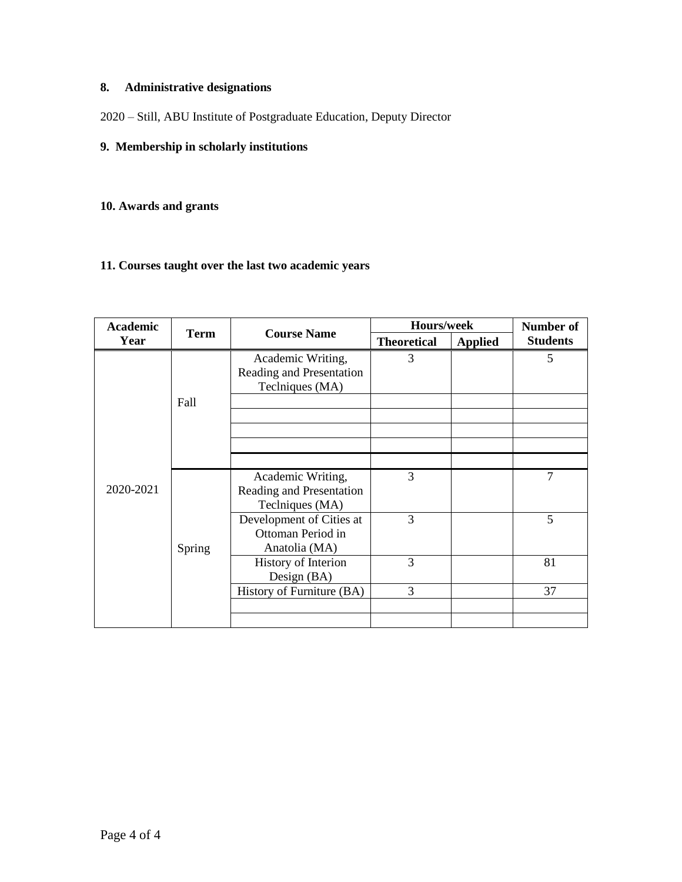### 8. Administrative designations

2020 – Still, ABU Institute of Postgraduate Education, Deputy Director

### 9. Membership in scholarly institutions

### 10. Awards and grants

### 11. Courses taught over the last two academic years

| Academic Year | Term | Course Name | Hours/week | | Number of Students |
|---|---|---|---|---|---|
| | | | Theoretical | Applied | |
| 2020-2021 | Fall | Academic Writing, Reading and Presentation Teclniques (MA) | 3 | | 5 |
| | | | | | |
| | | | | | |
| | | | | | |
| | | | | | |
| | | | | | |
| | Spring | Academic Writing, Reading and Presentation Teclniques (MA) | 3 | | 7 |
| | | Development of Cities at Ottoman Period in Anatolia (MA) | 3 | | 5 |
| | | History of Interion Design (BA) | 3 | | 81 |
| | | History of Furniture (BA) | 3 | | 37 |
| | | | | | |
| | | | | | |